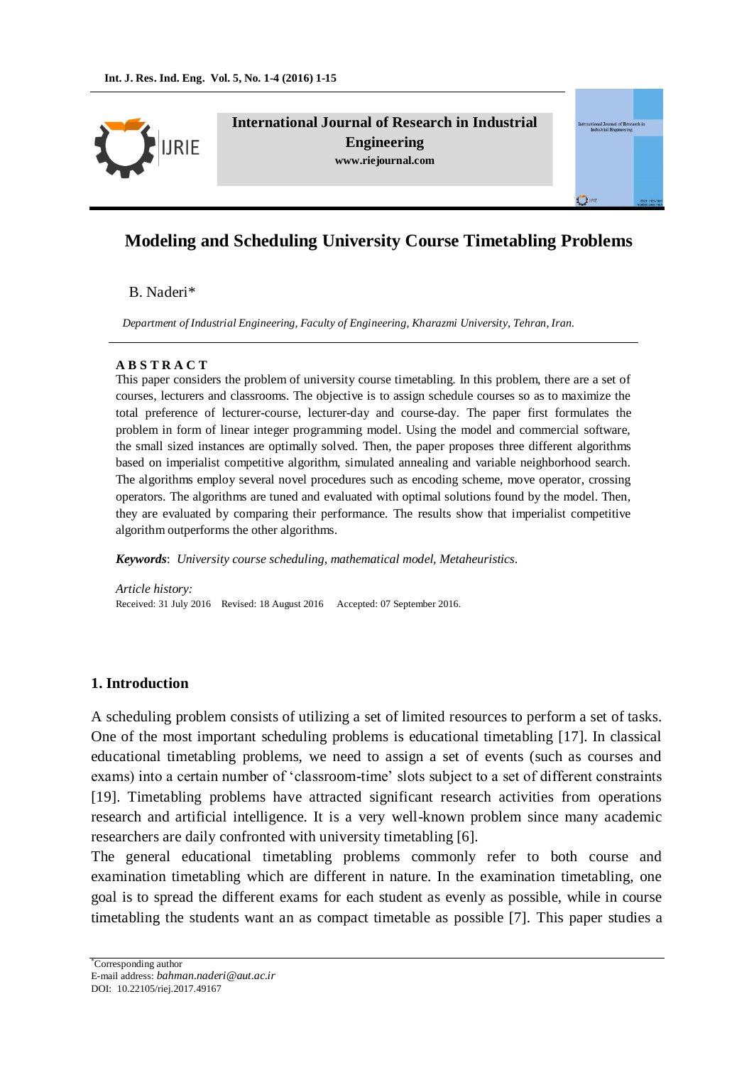International Journal of Research in Industrial Engineering
www.riejournal.com

# Modeling and Scheduling University Course Timetabling Problems

B. Naderi*

*Department of Industrial Engineering, Faculty of Engineering, Kharazmi University, Tehran, Iran.*

**A B S T R A C T**

This paper considers the problem of university course timetabling. In this problem, there are a set of courses, lecturers and classrooms. The objective is to assign schedule courses so as to maximize the total preference of lecturer-course, lecturer-day and course-day. The paper first formulates the problem in form of linear integer programming model. Using the model and commercial software, the small sized instances are optimally solved. Then, the paper proposes three different algorithms based on imperialist competitive algorithm, simulated annealing and variable neighborhood search. The algorithms employ several novel procedures such as encoding scheme, move operator, crossing operators. The algorithms are tuned and evaluated with optimal solutions found by the model. Then, they are evaluated by comparing their performance. The results show that imperialist competitive algorithm outperforms the other algorithms.

***Keywords***: *University course scheduling, mathematical model, Metaheuristics.*

*Article history:*
Received: 31 July 2016 Revised: 18 August 2016 Accepted: 07 September 2016.

## 1. Introduction

A scheduling problem consists of utilizing a set of limited resources to perform a set of tasks. One of the most important scheduling problems is educational timetabling [17]. In classical educational timetabling problems, we need to assign a set of events (such as courses and exams) into a certain number of 'classroom-time' slots subject to a set of different constraints [19]. Timetabling problems have attracted significant research activities from operations research and artificial intelligence. It is a very well-known problem since many academic researchers are daily confronted with university timetabling [6].

The general educational timetabling problems commonly refer to both course and examination timetabling which are different in nature. In the examination timetabling, one goal is to spread the different exams for each student as evenly as possible, while in course timetabling the students want an as compact timetable as possible [7]. This paper studies a

*Corresponding author
E-mail address: *bahman.naderi@aut.ac.ir*
DOI: 10.22105/riej.2017.49167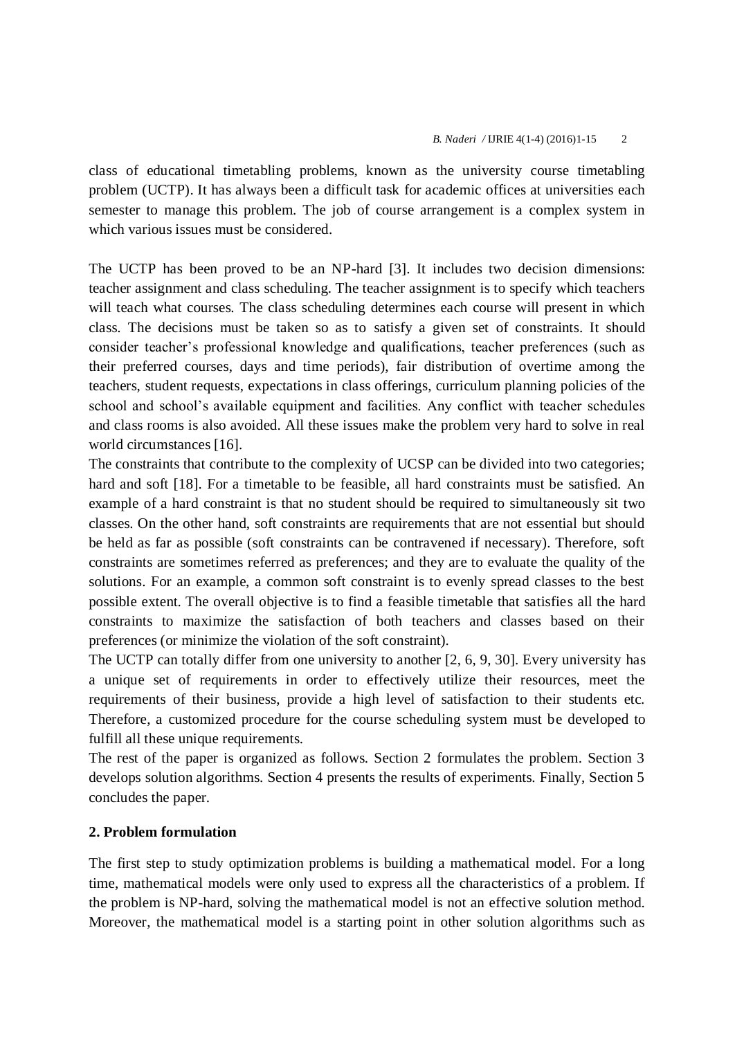class of educational timetabling problems, known as the university course timetabling problem (UCTP). It has always been a difficult task for academic offices at universities each semester to manage this problem. The job of course arrangement is a complex system in which various issues must be considered.

The UCTP has been proved to be an NP-hard [3]. It includes two decision dimensions: teacher assignment and class scheduling. The teacher assignment is to specify which teachers will teach what courses. The class scheduling determines each course will present in which class. The decisions must be taken so as to satisfy a given set of constraints. It should consider teacher's professional knowledge and qualifications, teacher preferences (such as their preferred courses, days and time periods), fair distribution of overtime among the teachers, student requests, expectations in class offerings, curriculum planning policies of the school and school's available equipment and facilities. Any conflict with teacher schedules and class rooms is also avoided. All these issues make the problem very hard to solve in real world circumstances [16].

The constraints that contribute to the complexity of UCSP can be divided into two categories; hard and soft [18]. For a timetable to be feasible, all hard constraints must be satisfied. An example of a hard constraint is that no student should be required to simultaneously sit two classes. On the other hand, soft constraints are requirements that are not essential but should be held as far as possible (soft constraints can be contravened if necessary). Therefore, soft constraints are sometimes referred as preferences; and they are to evaluate the quality of the solutions. For an example, a common soft constraint is to evenly spread classes to the best possible extent. The overall objective is to find a feasible timetable that satisfies all the hard constraints to maximize the satisfaction of both teachers and classes based on their preferences (or minimize the violation of the soft constraint).

The UCTP can totally differ from one university to another [2, 6, 9, 30]. Every university has a unique set of requirements in order to effectively utilize their resources, meet the requirements of their business, provide a high level of satisfaction to their students etc. Therefore, a customized procedure for the course scheduling system must be developed to fulfill all these unique requirements.

The rest of the paper is organized as follows. Section 2 formulates the problem. Section 3 develops solution algorithms. Section 4 presents the results of experiments. Finally, Section 5 concludes the paper.

## 2. Problem formulation

The first step to study optimization problems is building a mathematical model. For a long time, mathematical models were only used to express all the characteristics of a problem. If the problem is NP-hard, solving the mathematical model is not an effective solution method. Moreover, the mathematical model is a starting point in other solution algorithms such as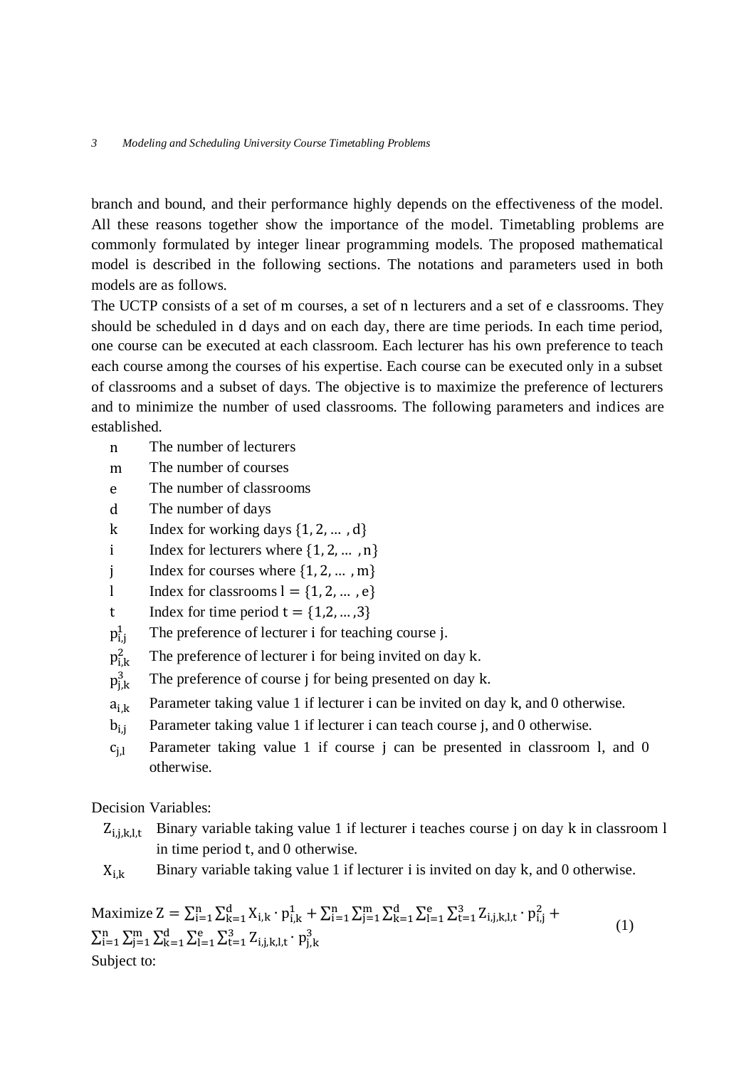branch and bound, and their performance highly depends on the effectiveness of the model. All these reasons together show the importance of the model. Timetabling problems are commonly formulated by integer linear programming models. The proposed mathematical model is described in the following sections. The notations and parameters used in both models are as follows.

The UCTP consists of a set of $m$ courses, a set of $n$ lecturers and a set of $e$ classrooms. They should be scheduled in $d$ days and on each day, there are time periods. In each time period, one course can be executed at each classroom. Each lecturer has his own preference to teach each course among the courses of his expertise. Each course can be executed only in a subset of classrooms and a subset of days. The objective is to maximize the preference of lecturers and to minimize the number of used classrooms. The following parameters and indices are established.

- $n$ The number of lecturers
- $m$ The number of courses
- $e$ The number of classrooms
- $d$ The number of days
- $k$ Index for working days $\{1, 2, \dots, d\}$
- $i$ Index for lecturers where $\{1, 2, \dots, n\}$
- $j$ Index for courses where $\{1, 2, \dots, m\}$
- $l$ Index for classrooms $l = \{1, 2, \dots, e\}$
- $t$ Index for time period $t = \{1,2, \dots, 3\}$
- $p^1_{i,j}$ The preference of lecturer i for teaching course j.
- $p^2_{i,k}$ The preference of lecturer i for being invited on day k.
- $p^3_{j,k}$ The preference of course j for being presented on day k.
- $a_{i,k}$ Parameter taking value 1 if lecturer i can be invited on day k, and 0 otherwise.
- $b_{i,j}$ Parameter taking value 1 if lecturer i can teach course j, and 0 otherwise.
- $c_{j,l}$ Parameter taking value 1 if course j can be presented in classroom l, and 0 otherwise.

Decision Variables:

- $Z_{i,j,k,l,t}$ Binary variable taking value 1 if lecturer i teaches course j on day k in classroom l in time period t, and 0 otherwise.
- $X_{i,k}$ Binary variable taking value 1 if lecturer i is invited on day k, and 0 otherwise.

$$\text{Maximize } Z = \sum_{i=1}^{n}\sum_{k=1}^{d} X_{i,k} \cdot p^1_{i,k} + \sum_{i=1}^{n}\sum_{j=1}^{m}\sum_{k=1}^{d}\sum_{l=1}^{e}\sum_{t=1}^{3} Z_{i,j,k,l,t} \cdot p^2_{i,j} + \sum_{i=1}^{n}\sum_{j=1}^{m}\sum_{k=1}^{d}\sum_{l=1}^{e}\sum_{t=1}^{3} Z_{i,j,k,l,t} \cdot p^3_{j,k} \tag{1}$$

Subject to: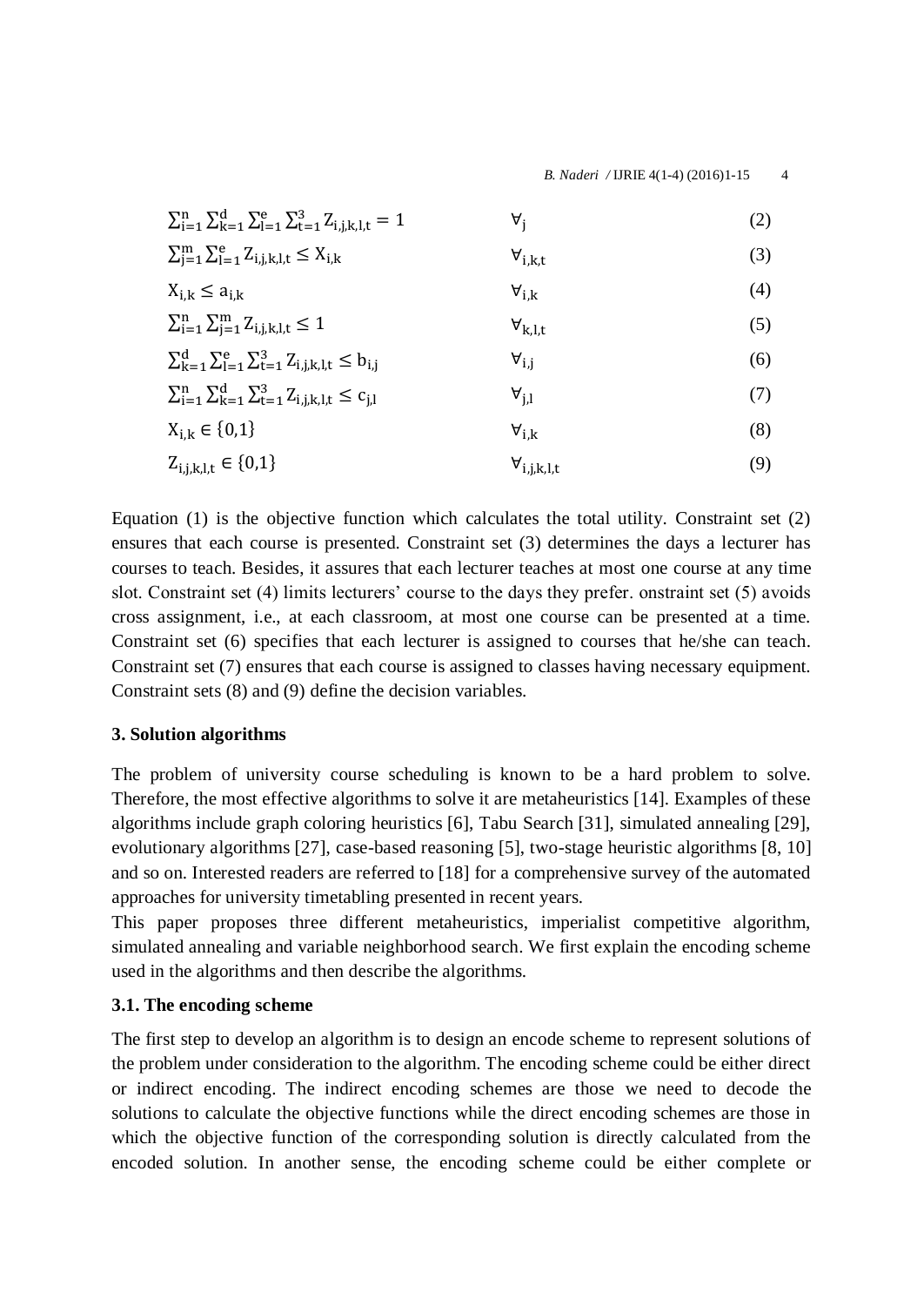$$\sum_{i=1}^{n}\sum_{k=1}^{d}\sum_{l=1}^{e}\sum_{t=1}^{3} Z_{i,j,k,l,t} = 1 \qquad \forall_{j} \qquad (2)$$

$$\sum_{j=1}^{m}\sum_{l=1}^{e} Z_{i,j,k,l,t} \leq X_{i,k} \qquad \forall_{i,k,t} \qquad (3)$$

$$X_{i,k} \leq a_{i,k} \qquad \forall_{i,k} \qquad (4)$$

$$\sum_{i=1}^{n}\sum_{j=1}^{m} Z_{i,j,k,l,t} \leq 1 \qquad \forall_{k,l,t} \qquad (5)$$

$$\sum_{k=1}^{d}\sum_{l=1}^{e}\sum_{t=1}^{3} Z_{i,j,k,l,t} \leq b_{i,j} \qquad \forall_{i,j} \qquad (6)$$

$$\sum_{i=1}^{n}\sum_{k=1}^{d}\sum_{t=1}^{3} Z_{i,j,k,l,t} \leq c_{j,l} \qquad \forall_{j,l} \qquad (7)$$

$$X_{i,k} \in \{0,1\} \qquad \forall_{i,k} \qquad (8)$$

$$Z_{i,j,k,l,t} \in \{0,1\} \qquad \forall_{i,j,k,l,t} \qquad (9)$$

Equation (1) is the objective function which calculates the total utility. Constraint set (2) ensures that each course is presented. Constraint set (3) determines the days a lecturer has courses to teach. Besides, it assures that each lecturer teaches at most one course at any time slot. Constraint set (4) limits lecturers' course to the days they prefer. onstraint set (5) avoids cross assignment, i.e., at each classroom, at most one course can be presented at a time. Constraint set (6) specifies that each lecturer is assigned to courses that he/she can teach. Constraint set (7) ensures that each course is assigned to classes having necessary equipment. Constraint sets (8) and (9) define the decision variables.

### 3. Solution algorithms

The problem of university course scheduling is known to be a hard problem to solve. Therefore, the most effective algorithms to solve it are metaheuristics [14]. Examples of these algorithms include graph coloring heuristics [6], Tabu Search [31], simulated annealing [29], evolutionary algorithms [27], case-based reasoning [5], two-stage heuristic algorithms [8, 10] and so on. Interested readers are referred to [18] for a comprehensive survey of the automated approaches for university timetabling presented in recent years.

This paper proposes three different metaheuristics, imperialist competitive algorithm, simulated annealing and variable neighborhood search. We first explain the encoding scheme used in the algorithms and then describe the algorithms.

### 3.1. The encoding scheme

The first step to develop an algorithm is to design an encode scheme to represent solutions of the problem under consideration to the algorithm. The encoding scheme could be either direct or indirect encoding. The indirect encoding schemes are those we need to decode the solutions to calculate the objective functions while the direct encoding schemes are those in which the objective function of the corresponding solution is directly calculated from the encoded solution. In another sense, the encoding scheme could be either complete or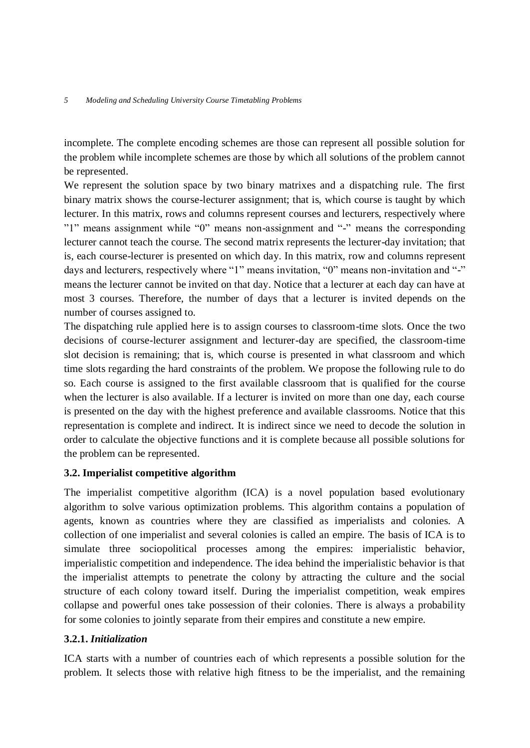incomplete. The complete encoding schemes are those can represent all possible solution for the problem while incomplete schemes are those by which all solutions of the problem cannot be represented.

We represent the solution space by two binary matrixes and a dispatching rule. The first binary matrix shows the course-lecturer assignment; that is, which course is taught by which lecturer. In this matrix, rows and columns represent courses and lecturers, respectively where "1" means assignment while "0" means non-assignment and "-" means the corresponding lecturer cannot teach the course. The second matrix represents the lecturer-day invitation; that is, each course-lecturer is presented on which day. In this matrix, row and columns represent days and lecturers, respectively where "1" means invitation, "0" means non-invitation and "-" means the lecturer cannot be invited on that day. Notice that a lecturer at each day can have at most 3 courses. Therefore, the number of days that a lecturer is invited depends on the number of courses assigned to.

The dispatching rule applied here is to assign courses to classroom-time slots. Once the two decisions of course-lecturer assignment and lecturer-day are specified, the classroom-time slot decision is remaining; that is, which course is presented in what classroom and which time slots regarding the hard constraints of the problem. We propose the following rule to do so. Each course is assigned to the first available classroom that is qualified for the course when the lecturer is also available. If a lecturer is invited on more than one day, each course is presented on the day with the highest preference and available classrooms. Notice that this representation is complete and indirect. It is indirect since we need to decode the solution in order to calculate the objective functions and it is complete because all possible solutions for the problem can be represented.

### 3.2. Imperialist competitive algorithm

The imperialist competitive algorithm (ICA) is a novel population based evolutionary algorithm to solve various optimization problems. This algorithm contains a population of agents, known as countries where they are classified as imperialists and colonies. A collection of one imperialist and several colonies is called an empire. The basis of ICA is to simulate three sociopolitical processes among the empires: imperialistic behavior, imperialistic competition and independence. The idea behind the imperialistic behavior is that the imperialist attempts to penetrate the colony by attracting the culture and the social structure of each colony toward itself. During the imperialist competition, weak empires collapse and powerful ones take possession of their colonies. There is always a probability for some colonies to jointly separate from their empires and constitute a new empire.

#### 3.2.1. *Initialization*

ICA starts with a number of countries each of which represents a possible solution for the problem. It selects those with relative high fitness to be the imperialist, and the remaining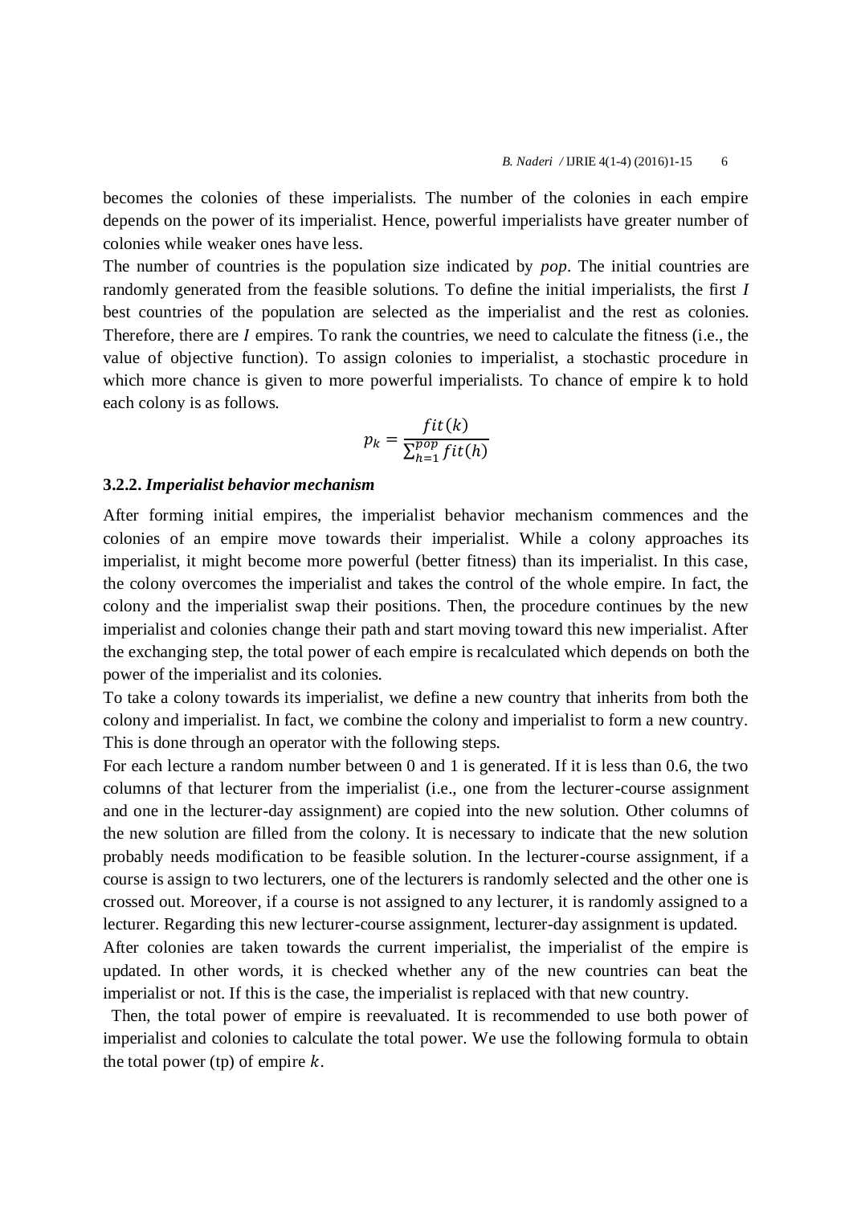becomes the colonies of these imperialists. The number of the colonies in each empire depends on the power of its imperialist. Hence, powerful imperialists have greater number of colonies while weaker ones have less.

The number of countries is the population size indicated by *pop*. The initial countries are randomly generated from the feasible solutions. To define the initial imperialists, the first $I$ best countries of the population are selected as the imperialist and the rest as colonies. Therefore, there are $I$ empires. To rank the countries, we need to calculate the fitness (i.e., the value of objective function). To assign colonies to imperialist, a stochastic procedure in which more chance is given to more powerful imperialists. To chance of empire k to hold each colony is as follows.

$$p_k = \frac{fit(k)}{\sum_{h=1}^{pop} fit(h)}$$

### 3.2.2. *Imperialist behavior mechanism*

After forming initial empires, the imperialist behavior mechanism commences and the colonies of an empire move towards their imperialist. While a colony approaches its imperialist, it might become more powerful (better fitness) than its imperialist. In this case, the colony overcomes the imperialist and takes the control of the whole empire. In fact, the colony and the imperialist swap their positions. Then, the procedure continues by the new imperialist and colonies change their path and start moving toward this new imperialist. After the exchanging step, the total power of each empire is recalculated which depends on both the power of the imperialist and its colonies.

To take a colony towards its imperialist, we define a new country that inherits from both the colony and imperialist. In fact, we combine the colony and imperialist to form a new country. This is done through an operator with the following steps.

For each lecture a random number between 0 and 1 is generated. If it is less than 0.6, the two columns of that lecturer from the imperialist (i.e., one from the lecturer-course assignment and one in the lecturer-day assignment) are copied into the new solution. Other columns of the new solution are filled from the colony. It is necessary to indicate that the new solution probably needs modification to be feasible solution. In the lecturer-course assignment, if a course is assign to two lecturers, one of the lecturers is randomly selected and the other one is crossed out. Moreover, if a course is not assigned to any lecturer, it is randomly assigned to a lecturer. Regarding this new lecturer-course assignment, lecturer-day assignment is updated.

After colonies are taken towards the current imperialist, the imperialist of the empire is updated. In other words, it is checked whether any of the new countries can beat the imperialist or not. If this is the case, the imperialist is replaced with that new country.

Then, the total power of empire is reevaluated. It is recommended to use both power of imperialist and colonies to calculate the total power. We use the following formula to obtain the total power (tp) of empire $k$.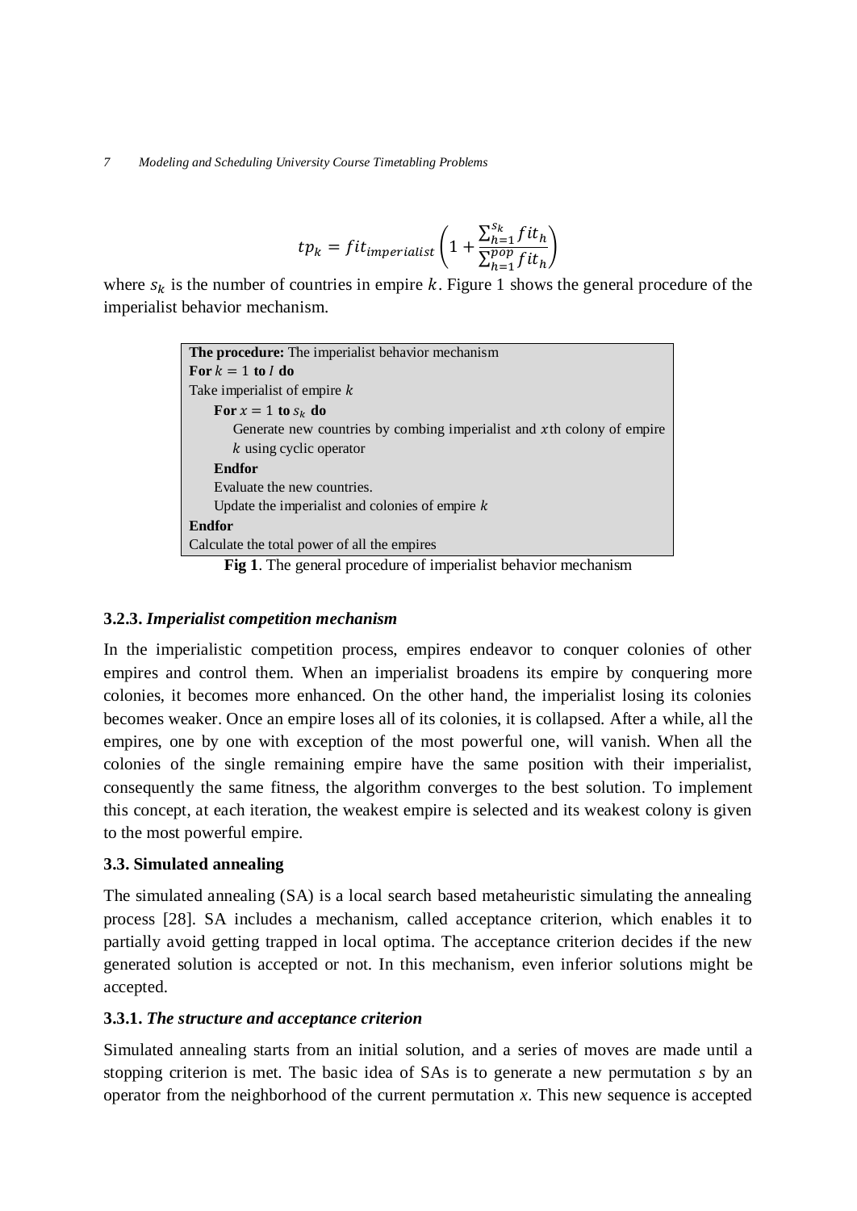$$tp_k = fit_{imperialist}\left(1 + \frac{\sum_{h=1}^{s_k} fit_h}{\sum_{h=1}^{pop} fit_h}\right)$$

where $s_k$ is the number of countries in empire $k$. Figure 1 shows the general procedure of the imperialist behavior mechanism.

```
The procedure: The imperialist behavior mechanism
For k = 1 to I do
Take imperialist of empire k
    For x = 1 to s_k do
        Generate new countries by combing imperialist and xth colony of empire
        k using cyclic operator
    Endfor
    Evaluate the new countries.
    Update the imperialist and colonies of empire k
Endfor
Calculate the total power of all the empires
```

**Fig 1**. The general procedure of imperialist behavior mechanism

### 3.2.3. *Imperialist competition mechanism*

In the imperialistic competition process, empires endeavor to conquer colonies of other empires and control them. When an imperialist broadens its empire by conquering more colonies, it becomes more enhanced. On the other hand, the imperialist losing its colonies becomes weaker. Once an empire loses all of its colonies, it is collapsed. After a while, all the empires, one by one with exception of the most powerful one, will vanish. When all the colonies of the single remaining empire have the same position with their imperialist, consequently the same fitness, the algorithm converges to the best solution. To implement this concept, at each iteration, the weakest empire is selected and its weakest colony is given to the most powerful empire.

## 3.3. Simulated annealing

The simulated annealing (SA) is a local search based metaheuristic simulating the annealing process [28]. SA includes a mechanism, called acceptance criterion, which enables it to partially avoid getting trapped in local optima. The acceptance criterion decides if the new generated solution is accepted or not. In this mechanism, even inferior solutions might be accepted.

### 3.3.1. *The structure and acceptance criterion*

Simulated annealing starts from an initial solution, and a series of moves are made until a stopping criterion is met. The basic idea of SAs is to generate a new permutation *s* by an operator from the neighborhood of the current permutation *x*. This new sequence is accepted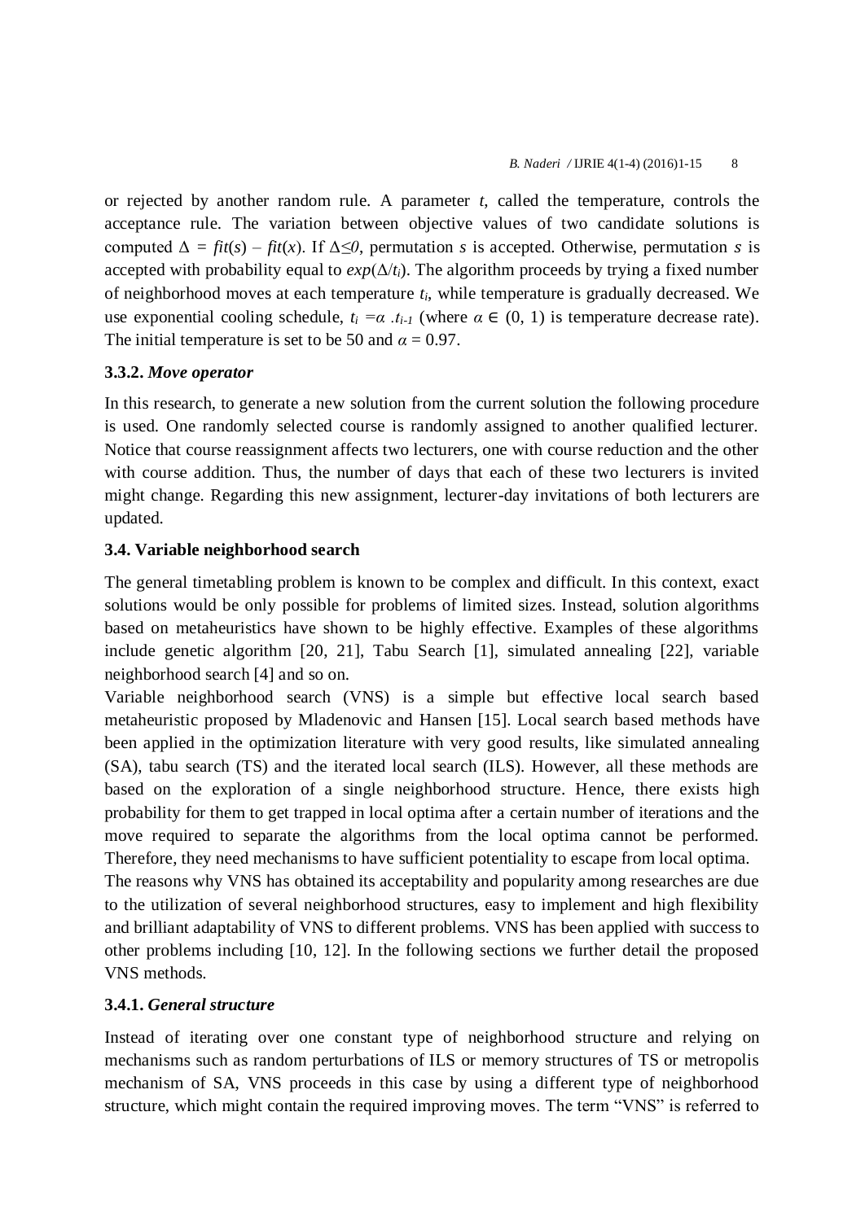or rejected by another random rule. A parameter $t$, called the temperature, controls the acceptance rule. The variation between objective values of two candidate solutions is computed $\Delta = fit(s) - fit(x)$. If $\Delta \leq 0$, permutation $s$ is accepted. Otherwise, permutation $s$ is accepted with probability equal to $exp(\Delta/t_i)$. The algorithm proceeds by trying a fixed number of neighborhood moves at each temperature $t_i$, while temperature is gradually decreased. We use exponential cooling schedule, $t_i = \alpha \cdot t_{i-1}$ (where $\alpha \in (0, 1)$ is temperature decrease rate). The initial temperature is set to be 50 and $\alpha = 0.97$.

### 3.3.2. *Move operator*

In this research, to generate a new solution from the current solution the following procedure is used. One randomly selected course is randomly assigned to another qualified lecturer. Notice that course reassignment affects two lecturers, one with course reduction and the other with course addition. Thus, the number of days that each of these two lecturers is invited might change. Regarding this new assignment, lecturer-day invitations of both lecturers are updated.

## 3.4. Variable neighborhood search

The general timetabling problem is known to be complex and difficult. In this context, exact solutions would be only possible for problems of limited sizes. Instead, solution algorithms based on metaheuristics have shown to be highly effective. Examples of these algorithms include genetic algorithm [20, 21], Tabu Search [1], simulated annealing [22], variable neighborhood search [4] and so on.

Variable neighborhood search (VNS) is a simple but effective local search based metaheuristic proposed by Mladenovic and Hansen [15]. Local search based methods have been applied in the optimization literature with very good results, like simulated annealing (SA), tabu search (TS) and the iterated local search (ILS). However, all these methods are based on the exploration of a single neighborhood structure. Hence, there exists high probability for them to get trapped in local optima after a certain number of iterations and the move required to separate the algorithms from the local optima cannot be performed. Therefore, they need mechanisms to have sufficient potentiality to escape from local optima.

The reasons why VNS has obtained its acceptability and popularity among researches are due to the utilization of several neighborhood structures, easy to implement and high flexibility and brilliant adaptability of VNS to different problems. VNS has been applied with success to other problems including [10, 12]. In the following sections we further detail the proposed VNS methods.

### 3.4.1. *General structure*

Instead of iterating over one constant type of neighborhood structure and relying on mechanisms such as random perturbations of ILS or memory structures of TS or metropolis mechanism of SA, VNS proceeds in this case by using a different type of neighborhood structure, which might contain the required improving moves. The term "VNS" is referred to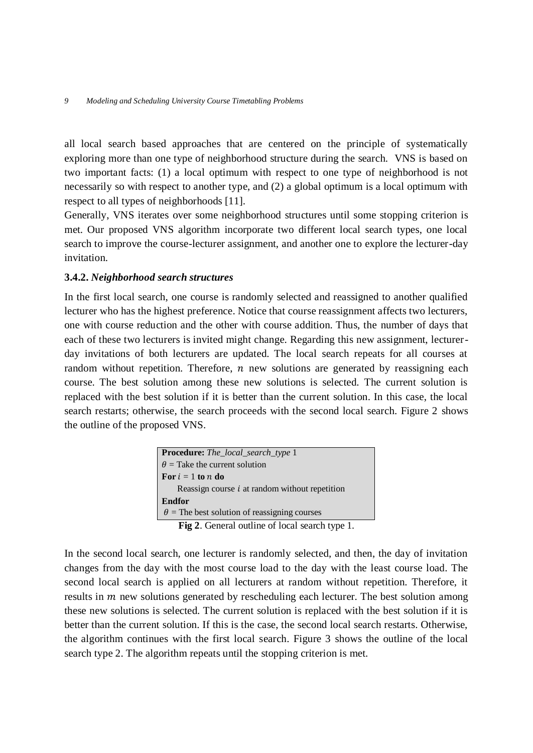all local search based approaches that are centered on the principle of systematically exploring more than one type of neighborhood structure during the search. VNS is based on two important facts: (1) a local optimum with respect to one type of neighborhood is not necessarily so with respect to another type, and (2) a global optimum is a local optimum with respect to all types of neighborhoods [11].

Generally, VNS iterates over some neighborhood structures until some stopping criterion is met. Our proposed VNS algorithm incorporate two different local search types, one local search to improve the course-lecturer assignment, and another one to explore the lecturer-day invitation.

### 3.4.2. *Neighborhood search structures*

In the first local search, one course is randomly selected and reassigned to another qualified lecturer who has the highest preference. Notice that course reassignment affects two lecturers, one with course reduction and the other with course addition. Thus, the number of days that each of these two lecturers is invited might change. Regarding this new assignment, lecturer-day invitations of both lecturers are updated. The local search repeats for all courses at random without repetition. Therefore, $n$ new solutions are generated by reassigning each course. The best solution among these new solutions is selected. The current solution is replaced with the best solution if it is better than the current solution. In this case, the local search restarts; otherwise, the search proceeds with the second local search. Figure 2 shows the outline of the proposed VNS.

```
Procedure: The_local_search_type 1
θ = Take the current solution
For i = 1 to n do
    Reassign course i at random without repetition
Endfor
θ = The best solution of reassigning courses
```

**Fig 2**. General outline of local search type 1.

In the second local search, one lecturer is randomly selected, and then, the day of invitation changes from the day with the most course load to the day with the least course load. The second local search is applied on all lecturers at random without repetition. Therefore, it results in $m$ new solutions generated by rescheduling each lecturer. The best solution among these new solutions is selected. The current solution is replaced with the best solution if it is better than the current solution. If this is the case, the second local search restarts. Otherwise, the algorithm continues with the first local search. Figure 3 shows the outline of the local search type 2. The algorithm repeats until the stopping criterion is met.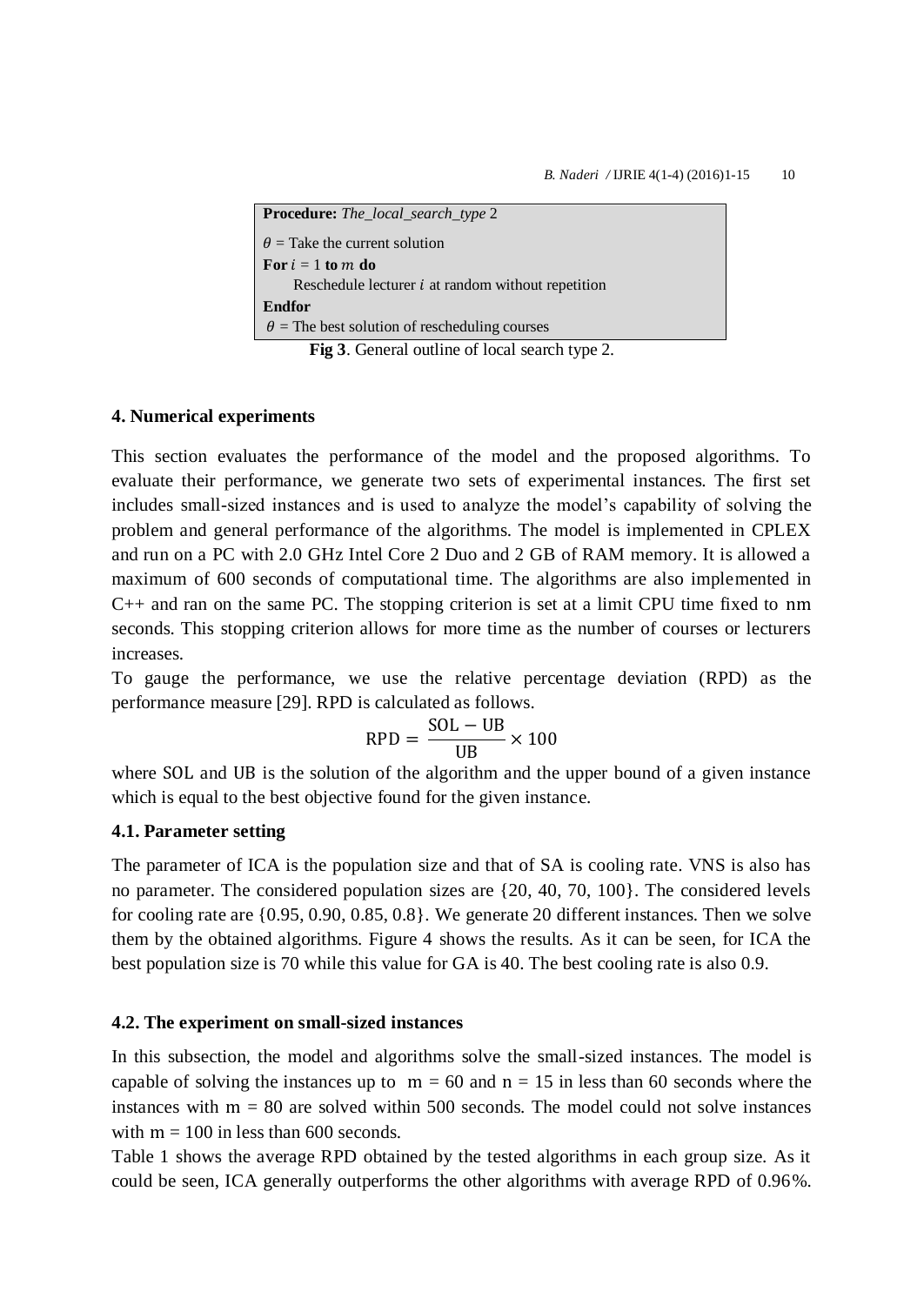```
Procedure: The_local_search_type 2
θ = Take the current solution
For i = 1 to m do
    Reschedule lecturer i at random without repetition
Endfor
θ = The best solution of rescheduling courses
```

**Fig 3**. General outline of local search type 2.

## 4. Numerical experiments

This section evaluates the performance of the model and the proposed algorithms. To evaluate their performance, we generate two sets of experimental instances. The first set includes small-sized instances and is used to analyze the model's capability of solving the problem and general performance of the algorithms. The model is implemented in CPLEX and run on a PC with 2.0 GHz Intel Core 2 Duo and 2 GB of RAM memory. It is allowed a maximum of 600 seconds of computational time. The algorithms are also implemented in C++ and ran on the same PC. The stopping criterion is set at a limit CPU time fixed to $nm$ seconds. This stopping criterion allows for more time as the number of courses or lecturers increases.

To gauge the performance, we use the relative percentage deviation (RPD) as the performance measure [29]. RPD is calculated as follows.

$$\text{RPD} = \frac{\text{SOL} - \text{UB}}{\text{UB}} \times 100$$

where SOL and UB is the solution of the algorithm and the upper bound of a given instance which is equal to the best objective found for the given instance.

### 4.1. Parameter setting

The parameter of ICA is the population size and that of SA is cooling rate. VNS is also has no parameter. The considered population sizes are {20, 40, 70, 100}. The considered levels for cooling rate are {0.95, 0.90, 0.85, 0.8}. We generate 20 different instances. Then we solve them by the obtained algorithms. Figure 4 shows the results. As it can be seen, for ICA the best population size is 70 while this value for GA is 40. The best cooling rate is also 0.9.

### 4.2. The experiment on small-sized instances

In this subsection, the model and algorithms solve the small-sized instances. The model is capable of solving the instances up to $m = 60$ and $n = 15$ in less than 60 seconds where the instances with $m = 80$ are solved within 500 seconds. The model could not solve instances with $m = 100$ in less than 600 seconds.

Table 1 shows the average RPD obtained by the tested algorithms in each group size. As it could be seen, ICA generally outperforms the other algorithms with average RPD of 0.96%.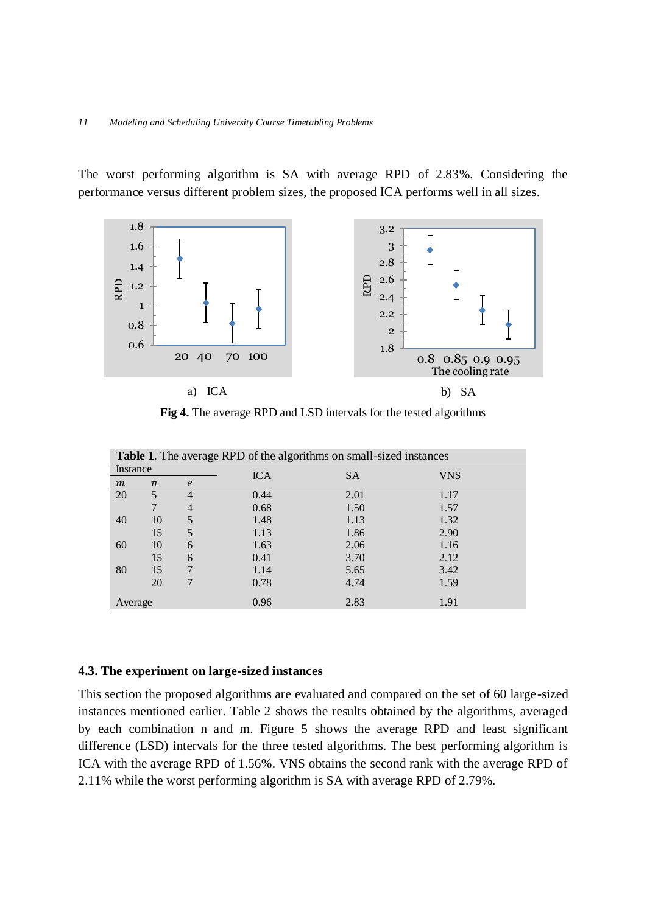The worst performing algorithm is SA with average RPD of 2.83%. Considering the performance versus different problem sizes, the proposed ICA performs well in all sizes.

a) ICA

b) SA

**Fig 4.** The average RPD and LSD intervals for the tested algorithms

**Table 1**. The average RPD of the algorithms on small-sized instances

| Instance | | | ICA | SA | VNS |
|---|---|---|---|---|---|
| $m$ | $n$ | $e$ | | | |
| 20 | 5 | 4 | 0.44 | 2.01 | 1.17 |
| | 7 | 4 | 0.68 | 1.50 | 1.57 |
| 40 | 10 | 5 | 1.48 | 1.13 | 1.32 |
| | 15 | 5 | 1.13 | 1.86 | 2.90 |
| 60 | 10 | 6 | 1.63 | 2.06 | 1.16 |
| | 15 | 6 | 0.41 | 3.70 | 2.12 |
| 80 | 15 | 7 | 1.14 | 5.65 | 3.42 |
| | 20 | 7 | 0.78 | 4.74 | 1.59 |
| Average | | | 0.96 | 2.83 | 1.91 |

### 4.3. The experiment on large-sized instances

This section the proposed algorithms are evaluated and compared on the set of 60 large-sized instances mentioned earlier. Table 2 shows the results obtained by the algorithms, averaged by each combination n and m. Figure 5 shows the average RPD and least significant difference (LSD) intervals for the three tested algorithms. The best performing algorithm is ICA with the average RPD of 1.56%. VNS obtains the second rank with the average RPD of 2.11% while the worst performing algorithm is SA with average RPD of 2.79%.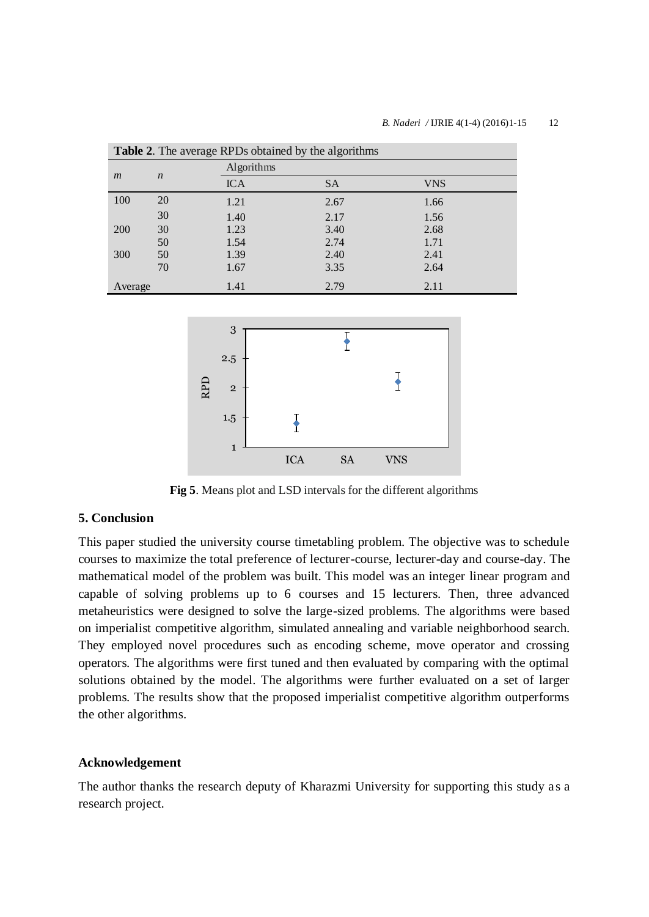**Table 2**. The average RPDs obtained by the algorithms

| $m$ | $n$ | Algorithms | | |
|---|---|---|---|---|
| | | ICA | SA | VNS |
| 100 | 20 | 1.21 | 2.67 | 1.66 |
| | 30 | 1.40 | 2.17 | 1.56 |
| 200 | 30 | 1.23 | 3.40 | 2.68 |
| | 50 | 1.54 | 2.74 | 1.71 |
| 300 | 50 | 1.39 | 2.40 | 2.41 |
| | 70 | 1.67 | 3.35 | 2.64 |
| Average | | 1.41 | 2.79 | 2.11 |

**Fig 5**. Means plot and LSD intervals for the different algorithms

## 5. Conclusion

This paper studied the university course timetabling problem. The objective was to schedule courses to maximize the total preference of lecturer-course, lecturer-day and course-day. The mathematical model of the problem was built. This model was an integer linear program and capable of solving problems up to 6 courses and 15 lecturers. Then, three advanced metaheuristics were designed to solve the large-sized problems. The algorithms were based on imperialist competitive algorithm, simulated annealing and variable neighborhood search. They employed novel procedures such as encoding scheme, move operator and crossing operators. The algorithms were first tuned and then evaluated by comparing with the optimal solutions obtained by the model. The algorithms were further evaluated on a set of larger problems. The results show that the proposed imperialist competitive algorithm outperforms the other algorithms.

## Acknowledgement

The author thanks the research deputy of Kharazmi University for supporting this study as a research project.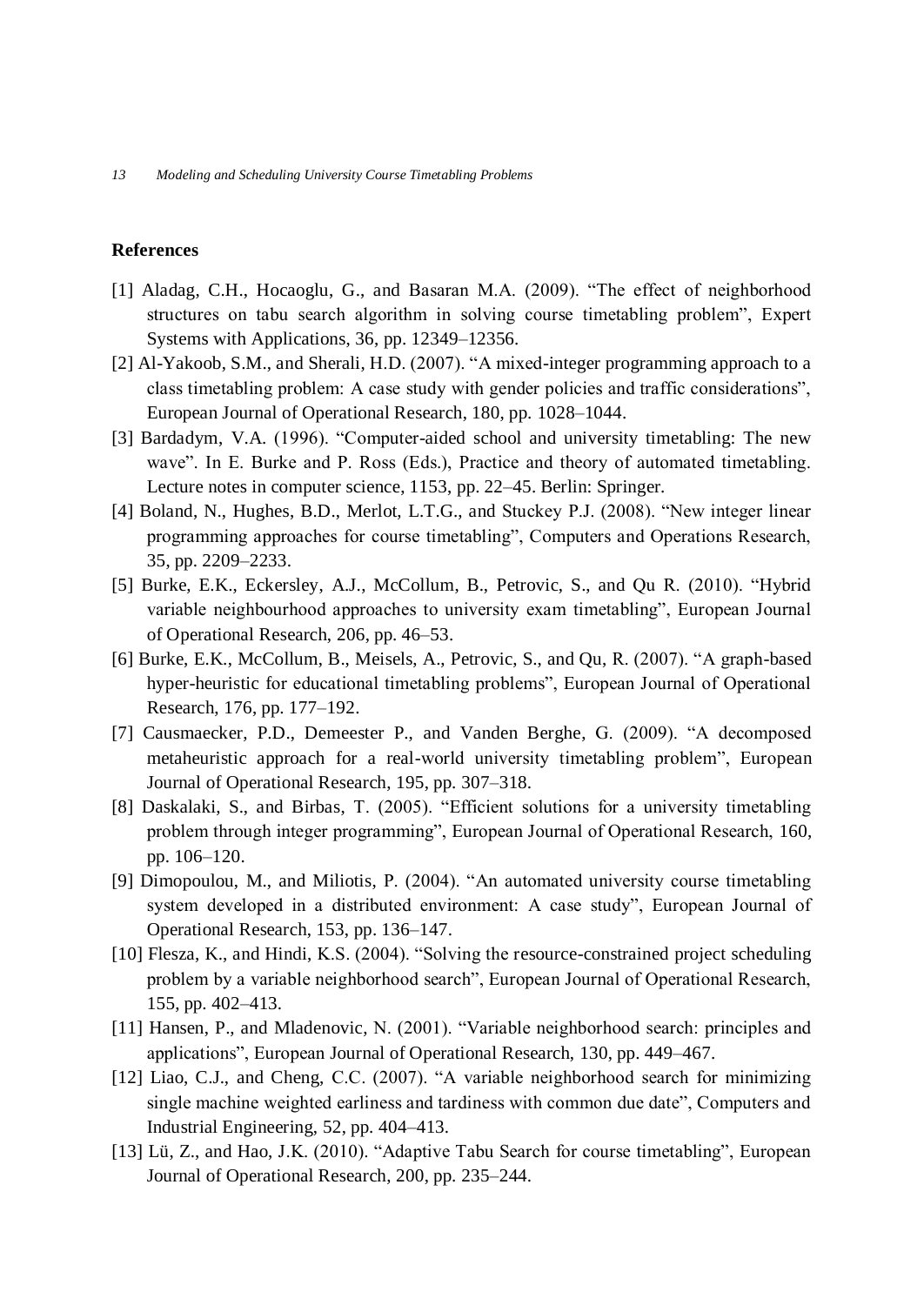## References

[1] Aladag, C.H., Hocaoglu, G., and Basaran M.A. (2009). "The effect of neighborhood structures on tabu search algorithm in solving course timetabling problem", Expert Systems with Applications, 36, pp. 12349–12356.

[2] Al-Yakoob, S.M., and Sherali, H.D. (2007). "A mixed-integer programming approach to a class timetabling problem: A case study with gender policies and traffic considerations", European Journal of Operational Research, 180, pp. 1028–1044.

[3] Bardadym, V.A. (1996). "Computer-aided school and university timetabling: The new wave". In E. Burke and P. Ross (Eds.), Practice and theory of automated timetabling. Lecture notes in computer science, 1153, pp. 22–45. Berlin: Springer.

[4] Boland, N., Hughes, B.D., Merlot, L.T.G., and Stuckey P.J. (2008). "New integer linear programming approaches for course timetabling", Computers and Operations Research, 35, pp. 2209–2233.

[5] Burke, E.K., Eckersley, A.J., McCollum, B., Petrovic, S., and Qu R. (2010). "Hybrid variable neighbourhood approaches to university exam timetabling", European Journal of Operational Research, 206, pp. 46–53.

[6] Burke, E.K., McCollum, B., Meisels, A., Petrovic, S., and Qu, R. (2007). "A graph-based hyper-heuristic for educational timetabling problems", European Journal of Operational Research, 176, pp. 177–192.

[7] Causmaecker, P.D., Demeester P., and Vanden Berghe, G. (2009). "A decomposed metaheuristic approach for a real-world university timetabling problem", European Journal of Operational Research, 195, pp. 307–318.

[8] Daskalaki, S., and Birbas, T. (2005). "Efficient solutions for a university timetabling problem through integer programming", European Journal of Operational Research, 160, pp. 106–120.

[9] Dimopoulou, M., and Miliotis, P. (2004). "An automated university course timetabling system developed in a distributed environment: A case study", European Journal of Operational Research, 153, pp. 136–147.

[10] Flesza, K., and Hindi, K.S. (2004). "Solving the resource-constrained project scheduling problem by a variable neighborhood search", European Journal of Operational Research, 155, pp. 402–413.

[11] Hansen, P., and Mladenovic, N. (2001). "Variable neighborhood search: principles and applications", European Journal of Operational Research, 130, pp. 449–467.

[12] Liao, C.J., and Cheng, C.C. (2007). "A variable neighborhood search for minimizing single machine weighted earliness and tardiness with common due date", Computers and Industrial Engineering, 52, pp. 404–413.

[13] Lü, Z., and Hao, J.K. (2010). "Adaptive Tabu Search for course timetabling", European Journal of Operational Research, 200, pp. 235–244.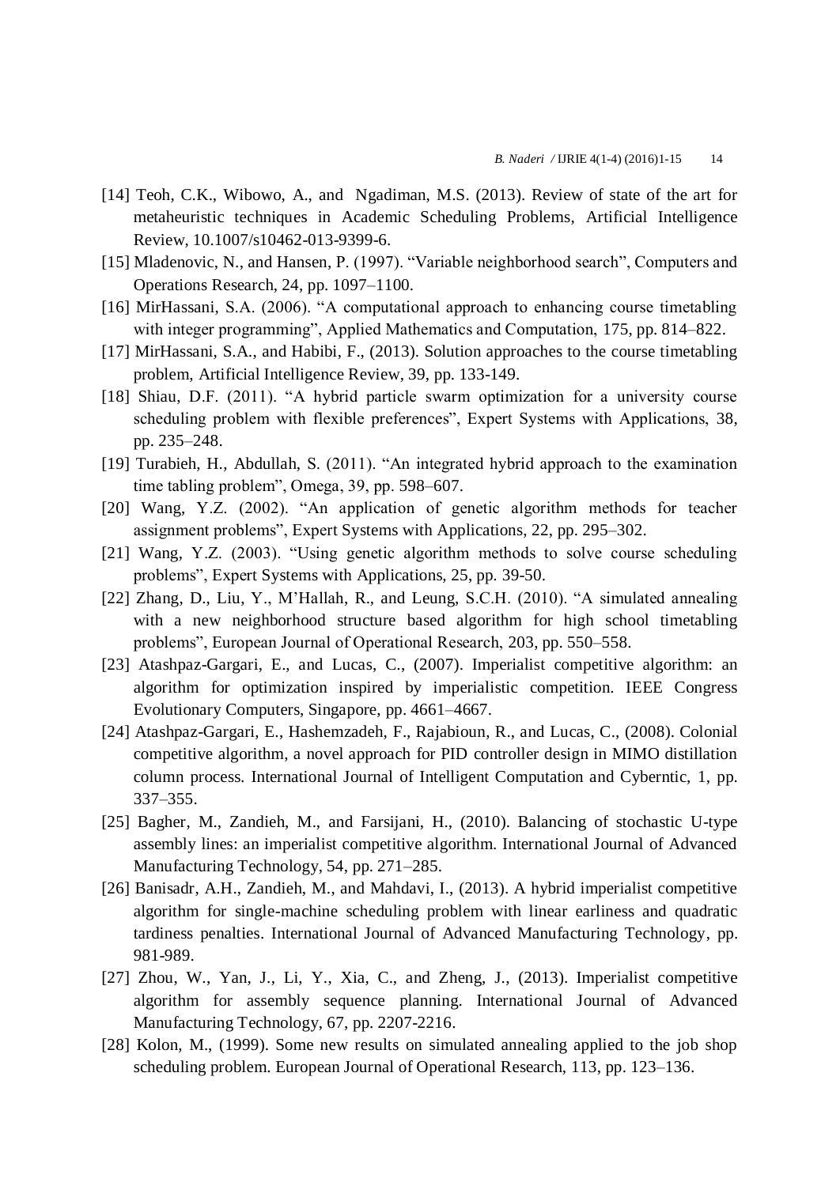[14] Teoh, C.K., Wibowo, A., and Ngadiman, M.S. (2013). Review of state of the art for metaheuristic techniques in Academic Scheduling Problems, Artificial Intelligence Review, 10.1007/s10462-013-9399-6.

[15] Mladenovic, N., and Hansen, P. (1997). "Variable neighborhood search", Computers and Operations Research, 24, pp. 1097–1100.

[16] MirHassani, S.A. (2006). "A computational approach to enhancing course timetabling with integer programming", Applied Mathematics and Computation, 175, pp. 814–822.

[17] MirHassani, S.A., and Habibi, F., (2013). Solution approaches to the course timetabling problem, Artificial Intelligence Review, 39, pp. 133-149.

[18] Shiau, D.F. (2011). "A hybrid particle swarm optimization for a university course scheduling problem with flexible preferences", Expert Systems with Applications, 38, pp. 235–248.

[19] Turabieh, H., Abdullah, S. (2011). "An integrated hybrid approach to the examination time tabling problem", Omega, 39, pp. 598–607.

[20] Wang, Y.Z. (2002). "An application of genetic algorithm methods for teacher assignment problems", Expert Systems with Applications, 22, pp. 295–302.

[21] Wang, Y.Z. (2003). "Using genetic algorithm methods to solve course scheduling problems", Expert Systems with Applications, 25, pp. 39-50.

[22] Zhang, D., Liu, Y., M'Hallah, R., and Leung, S.C.H. (2010). "A simulated annealing with a new neighborhood structure based algorithm for high school timetabling problems", European Journal of Operational Research, 203, pp. 550–558.

[23] Atashpaz-Gargari, E., and Lucas, C., (2007). Imperialist competitive algorithm: an algorithm for optimization inspired by imperialistic competition. IEEE Congress Evolutionary Computers, Singapore, pp. 4661–4667.

[24] Atashpaz-Gargari, E., Hashemzadeh, F., Rajabioun, R., and Lucas, C., (2008). Colonial competitive algorithm, a novel approach for PID controller design in MIMO distillation column process. International Journal of Intelligent Computation and Cyberntic, 1, pp. 337–355.

[25] Bagher, M., Zandieh, M., and Farsijani, H., (2010). Balancing of stochastic U-type assembly lines: an imperialist competitive algorithm. International Journal of Advanced Manufacturing Technology, 54, pp. 271–285.

[26] Banisadr, A.H., Zandieh, M., and Mahdavi, I., (2013). A hybrid imperialist competitive algorithm for single-machine scheduling problem with linear earliness and quadratic tardiness penalties. International Journal of Advanced Manufacturing Technology, pp. 981-989.

[27] Zhou, W., Yan, J., Li, Y., Xia, C., and Zheng, J., (2013). Imperialist competitive algorithm for assembly sequence planning. International Journal of Advanced Manufacturing Technology, 67, pp. 2207-2216.

[28] Kolon, M., (1999). Some new results on simulated annealing applied to the job shop scheduling problem. European Journal of Operational Research, 113, pp. 123–136.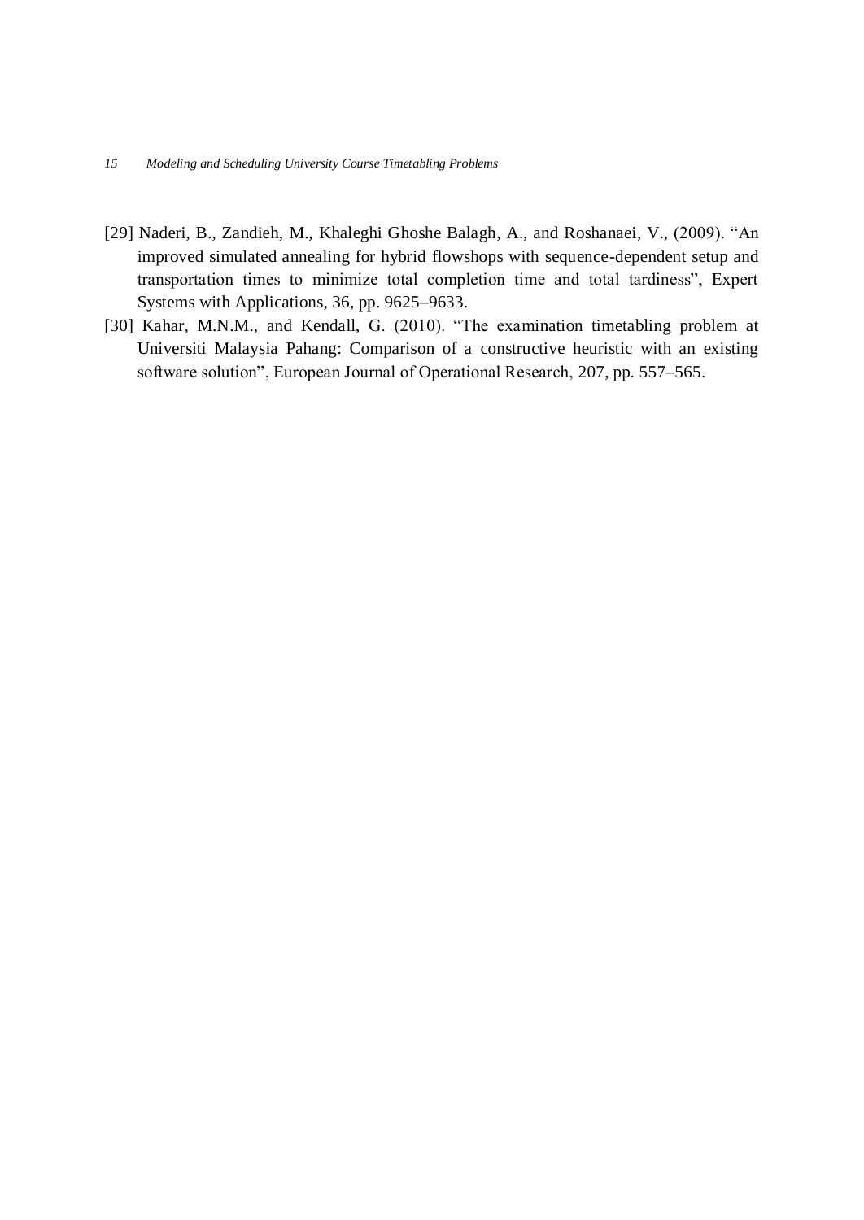[29] Naderi, B., Zandieh, M., Khaleghi Ghoshe Balagh, A., and Roshanaei, V., (2009). "An improved simulated annealing for hybrid flowshops with sequence-dependent setup and transportation times to minimize total completion time and total tardiness", Expert Systems with Applications, 36, pp. 9625–9633.

[30] Kahar, M.N.M., and Kendall, G. (2010). "The examination timetabling problem at Universiti Malaysia Pahang: Comparison of a constructive heuristic with an existing software solution", European Journal of Operational Research, 207, pp. 557–565.